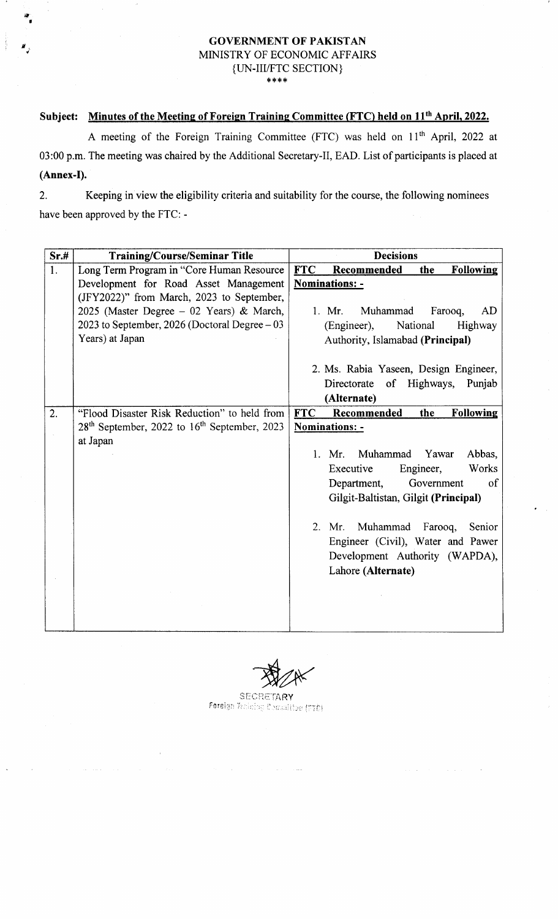**GOVERNMENT OF PAKISTAN**
MINISTRY OF ECONOMIC AFFAIRS
{UN-III/FTC SECTION}
****

**Subject: Minutes of the Meeting of Foreign Training Committee (FTC) held on 11th April, 2022.**

A meeting of the Foreign Training Committee (FTC) was held on 11th April, 2022 at 03:00 p.m. The meeting was chaired by the Additional Secretary-II, EAD. List of participants is placed at **(Annex-I).**

2. Keeping in view the eligibility criteria and suitability for the course, the following nominees have been approved by the FTC: -

| Sr.# | Training/Course/Seminar Title | Decisions |
|---|---|---|
| 1. | Long Term Program in "Core Human Resource Development for Road Asset Management (JFY2022)" from March, 2023 to September, 2025 (Master Degree – 02 Years) & March, 2023 to September, 2026 (Doctoral Degree – 03 Years) at Japan | **FTC Recommended the Following Nominations: -**<br><br>1. Mr. Muhammad Farooq, AD (Engineer), National Highway Authority, Islamabad **(Principal)**<br><br>2. Ms. Rabia Yaseen, Design Engineer, Directorate of Highways, Punjab **(Alternate)** |
| 2. | "Flood Disaster Risk Reduction" to held from 28th September, 2022 to 16th September, 2023 at Japan | **FTC Recommended the Following Nominations: -**<br><br>1. Mr. Muhammad Yawar Abbas, Executive Engineer, Works Department, Government of Gilgit-Baltistan, Gilgit **(Principal)**<br><br>2. Mr. Muhammad Farooq, Senior Engineer (Civil), Water and Pawer Development Authority (WAPDA), Lahore **(Alternate)** |

SECRETARY
Foreign Training Committee (FTC)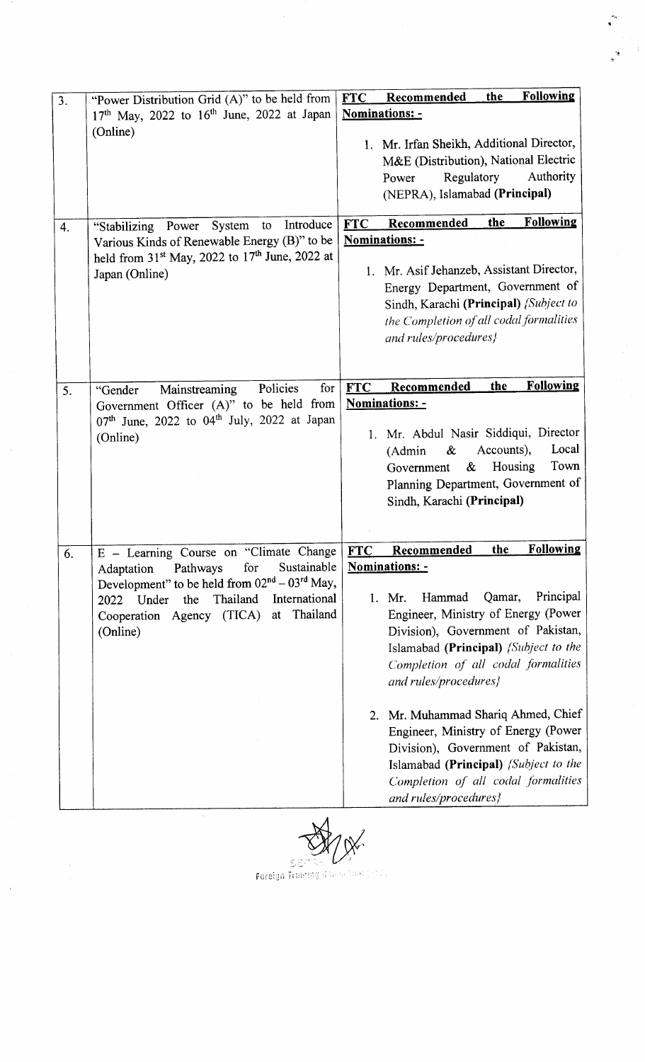| | | |
|---|---|---|
| 3. | "Power Distribution Grid (A)" to be held from 17th May, 2022 to 16th June, 2022 at Japan (Online) | **<u>FTC Recommended the Following Nominations: -</u>**<br><br>1. Mr. Irfan Sheikh, Additional Director, M&E (Distribution), National Electric Power Regulatory Authority (NEPRA), Islamabad **(Principal)** |
| 4. | "Stabilizing Power System to Introduce Various Kinds of Renewable Energy (B)" to be held from 31st May, 2022 to 17th June, 2022 at Japan (Online) | **<u>FTC Recommended the Following Nominations: -</u>**<br><br>1. Mr. Asif Jehanzeb, Assistant Director, Energy Department, Government of Sindh, Karachi **(Principal)** *{Subject to the Completion of all codal formalities and rules/procedures}* |
| 5. | "Gender Mainstreaming Policies for Government Officer (A)" to be held from 07th June, 2022 to 04th July, 2022 at Japan (Online) | **<u>FTC Recommended the Following Nominations: -</u>**<br><br>1. Mr. Abdul Nasir Siddiqui, Director (Admin & Accounts), Local Government & Housing Town Planning Department, Government of Sindh, Karachi **(Principal)** |
| 6. | E – Learning Course on "Climate Change Adaptation Pathways for Sustainable Development" to be held from 02nd – 03rd May, 2022 Under the Thailand International Cooperation Agency (TICA) at Thailand (Online) | **<u>FTC Recommended the Following Nominations: -</u>**<br><br>1. Mr. Hammad Qamar, Principal Engineer, Ministry of Energy (Power Division), Government of Pakistan, Islamabad **(Principal)** *{Subject to the Completion of all codal formalities and rules/procedures}*<br><br>2. Mr. Muhammad Shariq Ahmed, Chief Engineer, Ministry of Energy (Power Division), Government of Pakistan, Islamabad **(Principal)** *{Subject to the Completion of all codal formalities and rules/procedures}* |

Foreign Training Wing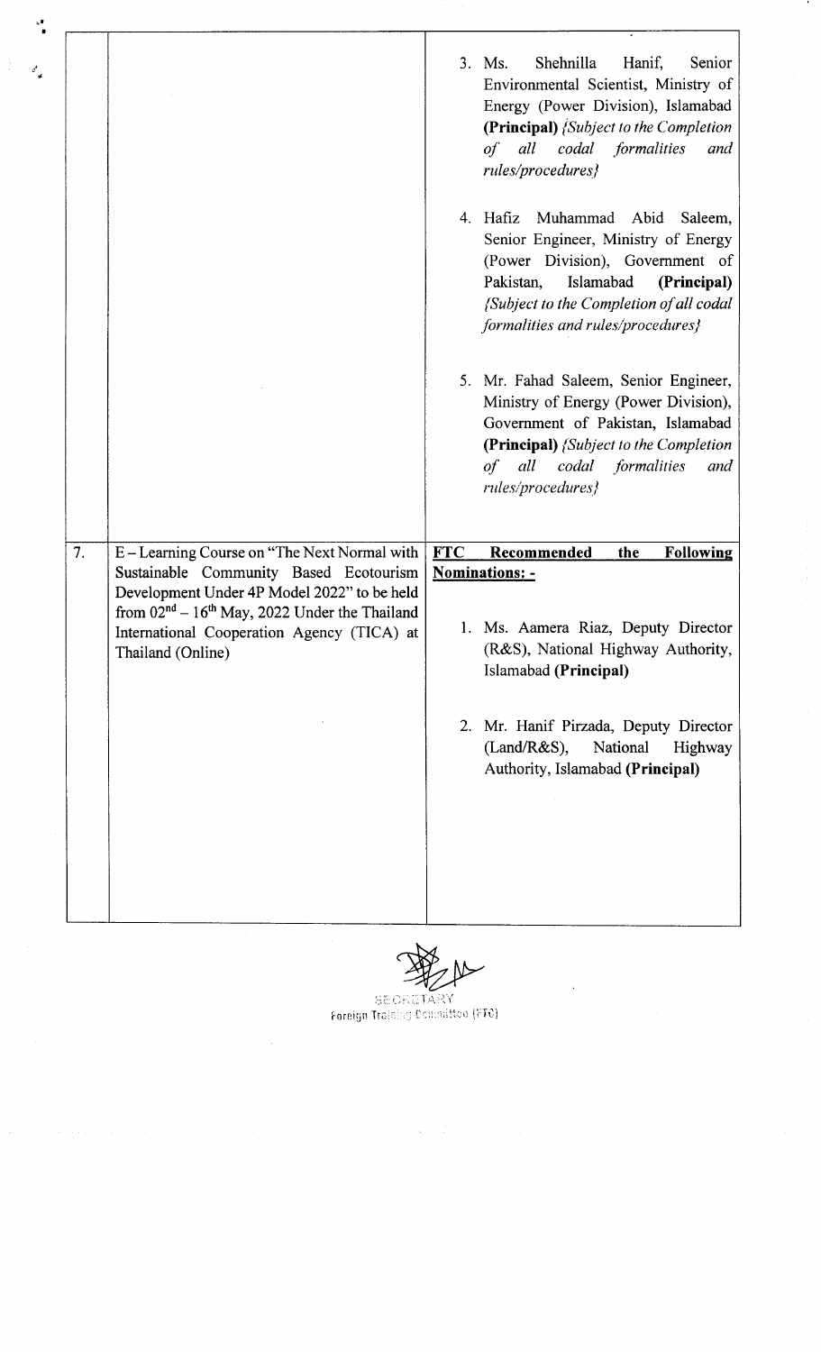| | | |
|---|---|---|
| | | 3. Ms. Shehnilla Hanif, Senior Environmental Scientist, Ministry of Energy (Power Division), Islamabad **(Principal)** *{Subject to the Completion of all codal formalities and rules/procedures}*<br><br>4. Hafiz Muhammad Abid Saleem, Senior Engineer, Ministry of Energy (Power Division), Government of Pakistan, Islamabad **(Principal)** *{Subject to the Completion of all codal formalities and rules/procedures}*<br><br>5. Mr. Fahad Saleem, Senior Engineer, Ministry of Energy (Power Division), Government of Pakistan, Islamabad **(Principal)** *{Subject to the Completion of all codal formalities and rules/procedures}* |
| 7. | E – Learning Course on "The Next Normal with Sustainable Community Based Ecotourism Development Under 4P Model 2022" to be held from 02nd – 16th May, 2022 Under the Thailand International Cooperation Agency (TICA) at Thailand (Online) | **FTC Recommended the Following Nominations: -**<br><br>1. Ms. Aamera Riaz, Deputy Director (R&S), National Highway Authority, Islamabad **(Principal)**<br><br>2. Mr. Hanif Pirzada, Deputy Director (Land/R&S), National Highway Authority, Islamabad **(Principal)** |

SECRETARY
Foreign Training Committee (FTC)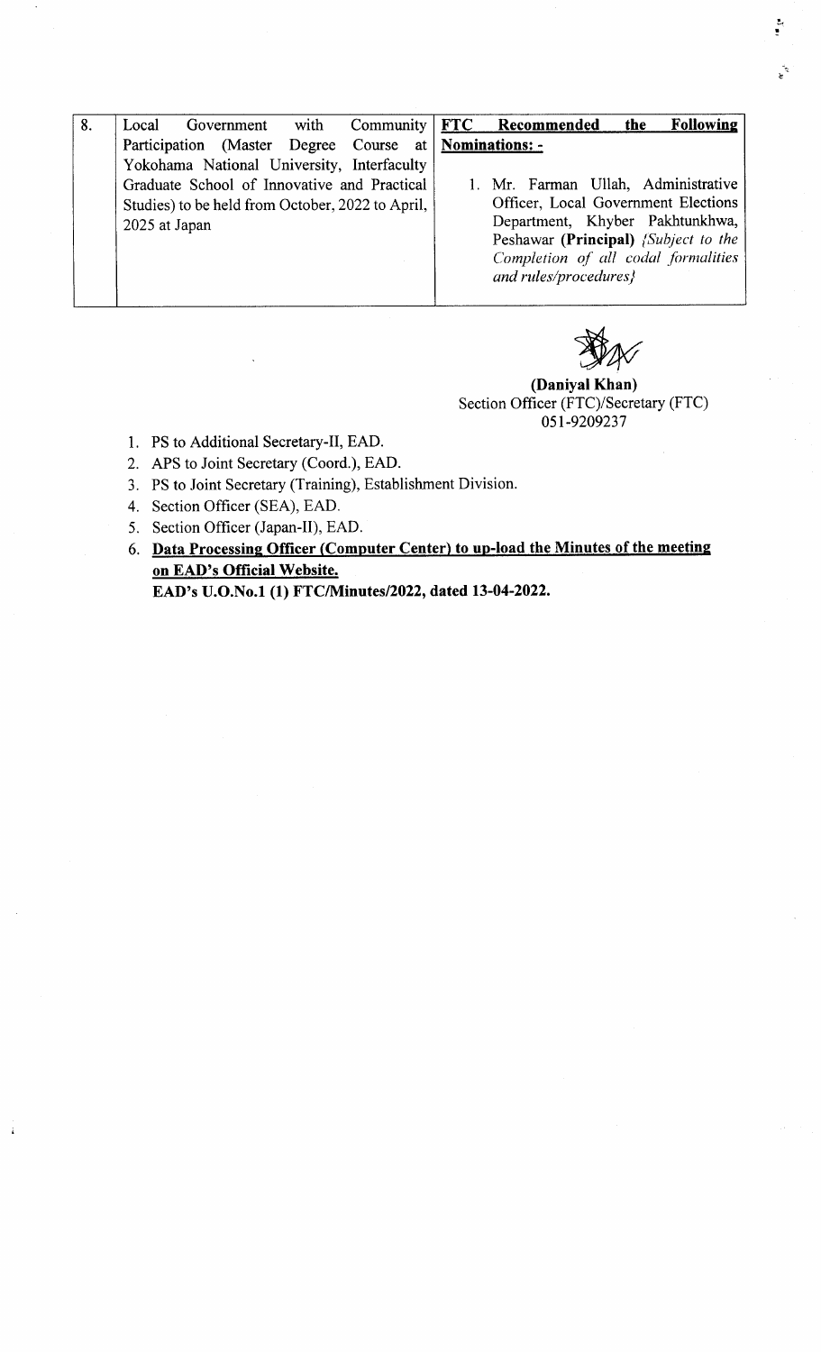| 8. | Local Government with Community Participation (Master Degree Course at Yokohama National University, Interfaculty Graduate School of Innovative and Practical Studies) to be held from October, 2022 to April, 2025 at Japan | **FTC Recommended the Following Nominations: -**<br><br>1. Mr. Farman Ullah, Administrative Officer, Local Government Elections Department, Khyber Pakhtunkhwa, Peshawar **(Principal)** *{Subject to the Completion of all codal formalities and rules/procedures}* |
|---|---|---|

**(Daniyal Khan)**
Section Officer (FTC)/Secretary (FTC)
051-9209237

1. PS to Additional Secretary-II, EAD.
2. APS to Joint Secretary (Coord.), EAD.
3. PS to Joint Secretary (Training), Establishment Division.
4. Section Officer (SEA), EAD.
5. Section Officer (Japan-II), EAD.
6. **Data Processing Officer (Computer Center) to up-load the Minutes of the meeting on EAD's Official Website.**

**EAD's U.O.No.1 (1) FTC/Minutes/2022, dated 13-04-2022.**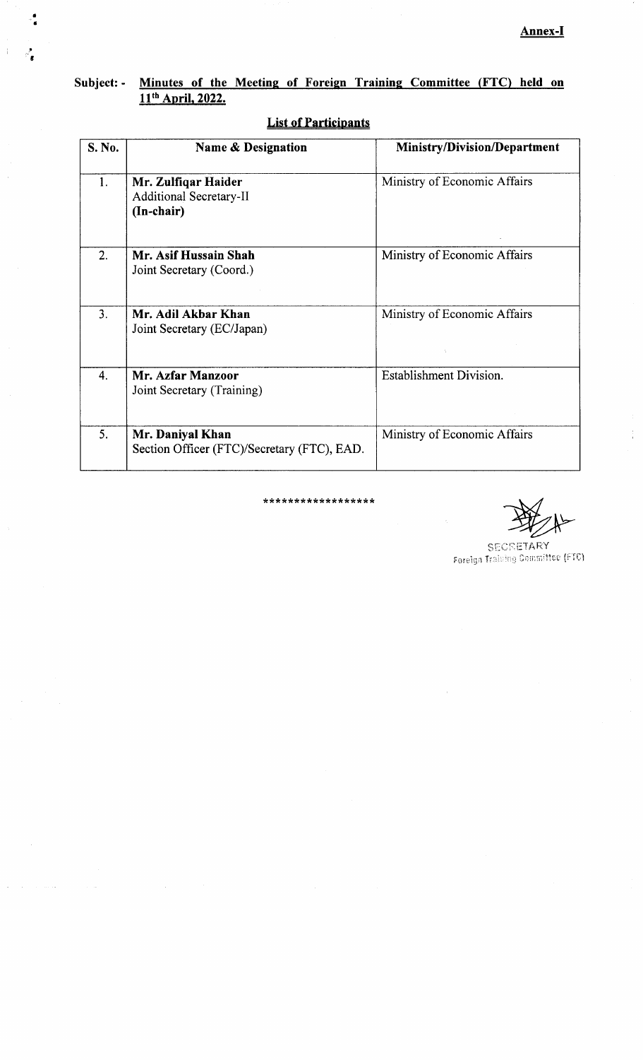**Annex-I**

**Subject: - Minutes of the Meeting of Foreign Training Committee (FTC) held on 11th April, 2022.**

**List of Participants**

| S. No. | Name & Designation | Ministry/Division/Department |
|---|---|---|
| 1. | **Mr. Zulfiqar Haider**<br>Additional Secretary-II<br>**(In-chair)** | Ministry of Economic Affairs |
| 2. | **Mr. Asif Hussain Shah**<br>Joint Secretary (Coord.) | Ministry of Economic Affairs |
| 3. | **Mr. Adil Akbar Khan**<br>Joint Secretary (EC/Japan) | Ministry of Economic Affairs |
| 4. | **Mr. Azfar Manzoor**<br>Joint Secretary (Training) | Establishment Division. |
| 5. | **Mr. Daniyal Khan**<br>Section Officer (FTC)/Secretary (FTC), EAD. | Ministry of Economic Affairs |

******************

SECRETARY
Foreign Training Committee (FTC)